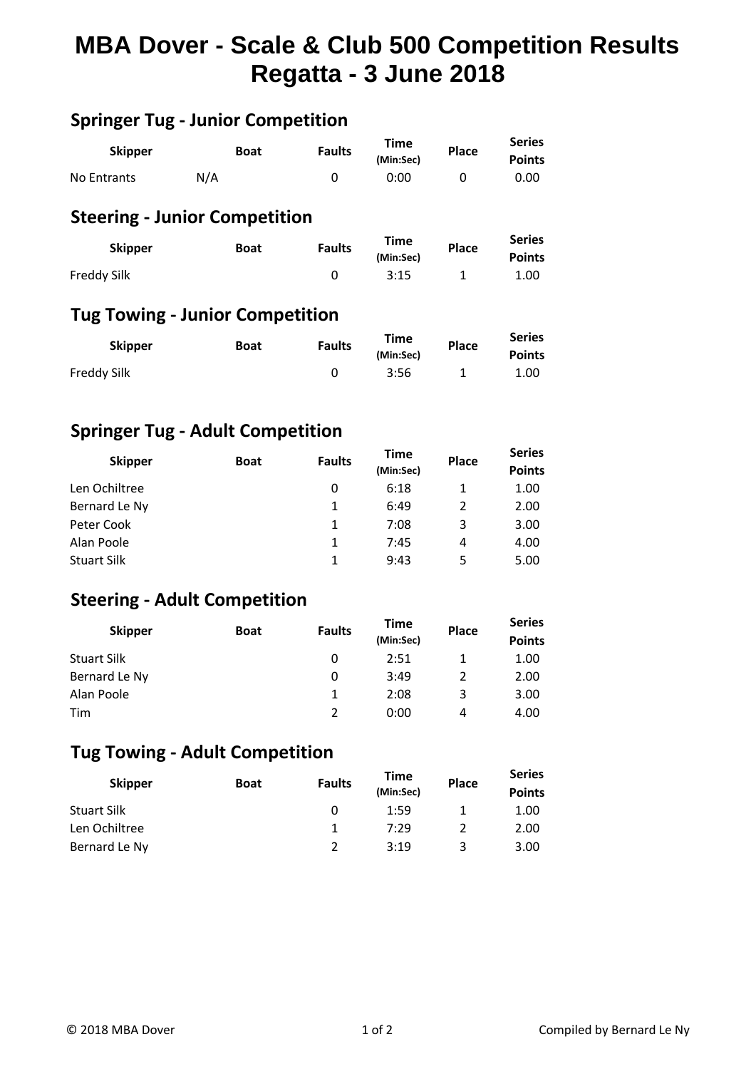# MBA Dover - Scale & Club 500 Competition Results
# Regatta - 3 June 2018

## Springer Tug - Junior Competition

| Skipper | Boat | Faults | Time (Min:Sec) | Place | Series Points |
|---|---|---|---|---|---|
| No Entrants | N/A | 0 | 0:00 | 0 | 0.00 |

## Steering - Junior Competition

| Skipper | Boat | Faults | Time (Min:Sec) | Place | Series Points |
|---|---|---|---|---|---|
| Freddy Silk | | 0 | 3:15 | 1 | 1.00 |

## Tug Towing - Junior Competition

| Skipper | Boat | Faults | Time (Min:Sec) | Place | Series Points |
|---|---|---|---|---|---|
| Freddy Silk | | 0 | 3:56 | 1 | 1.00 |

## Springer Tug - Adult Competition

| Skipper | Boat | Faults | Time (Min:Sec) | Place | Series Points |
|---|---|---|---|---|---|
| Len Ochiltree | | 0 | 6:18 | 1 | 1.00 |
| Bernard Le Ny | | 1 | 6:49 | 2 | 2.00 |
| Peter Cook | | 1 | 7:08 | 3 | 3.00 |
| Alan Poole | | 1 | 7:45 | 4 | 4.00 |
| Stuart Silk | | 1 | 9:43 | 5 | 5.00 |

## Steering - Adult Competition

| Skipper | Boat | Faults | Time (Min:Sec) | Place | Series Points |
|---|---|---|---|---|---|
| Stuart Silk | | 0 | 2:51 | 1 | 1.00 |
| Bernard Le Ny | | 0 | 3:49 | 2 | 2.00 |
| Alan Poole | | 1 | 2:08 | 3 | 3.00 |
| Tim | | 2 | 0:00 | 4 | 4.00 |

## Tug Towing - Adult Competition

| Skipper | Boat | Faults | Time (Min:Sec) | Place | Series Points |
|---|---|---|---|---|---|
| Stuart Silk | | 0 | 1:59 | 1 | 1.00 |
| Len Ochiltree | | 1 | 7:29 | 2 | 2.00 |
| Bernard Le Ny | | 2 | 3:19 | 3 | 3.00 |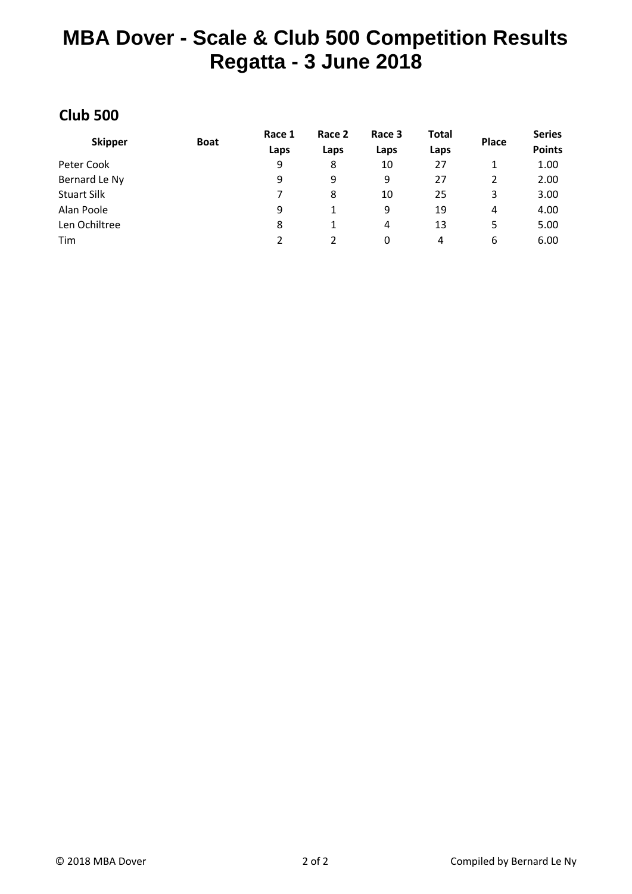# MBA Dover - Scale & Club 500 Competition Results
# Regatta - 3 June 2018

## Club 500

| Skipper | Boat | Race 1 Laps | Race 2 Laps | Race 3 Laps | Total Laps | Place | Series Points |
|---|---|---|---|---|---|---|---|
| Peter Cook | | 9 | 8 | 10 | 27 | 1 | 1.00 |
| Bernard Le Ny | | 9 | 9 | 9 | 27 | 2 | 2.00 |
| Stuart Silk | | 7 | 8 | 10 | 25 | 3 | 3.00 |
| Alan Poole | | 9 | 1 | 9 | 19 | 4 | 4.00 |
| Len Ochiltree | | 8 | 1 | 4 | 13 | 5 | 5.00 |
| Tim | | 2 | 2 | 0 | 4 | 6 | 6.00 |

© 2018 MBA Dover

Compiled by Bernard Le Ny